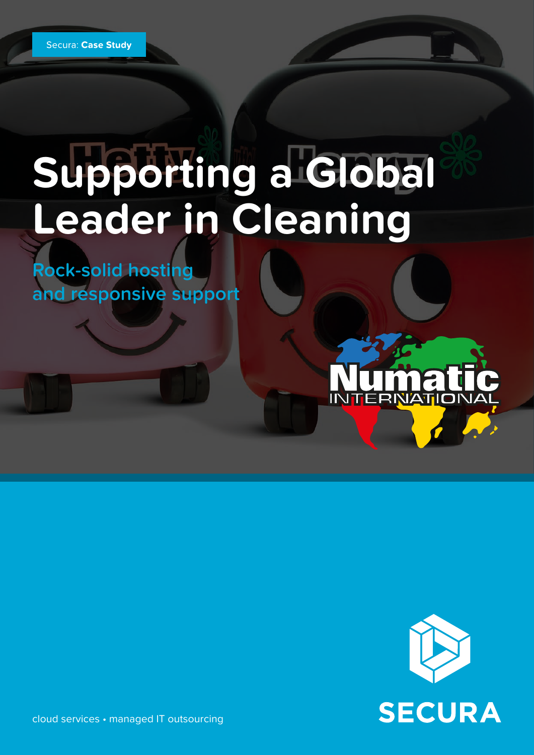Secura: **Case Study**

# Supporting a Global Leader in Cleaning

## Rock-solid hosting and responsive support

cloud services • managed IT outsourcing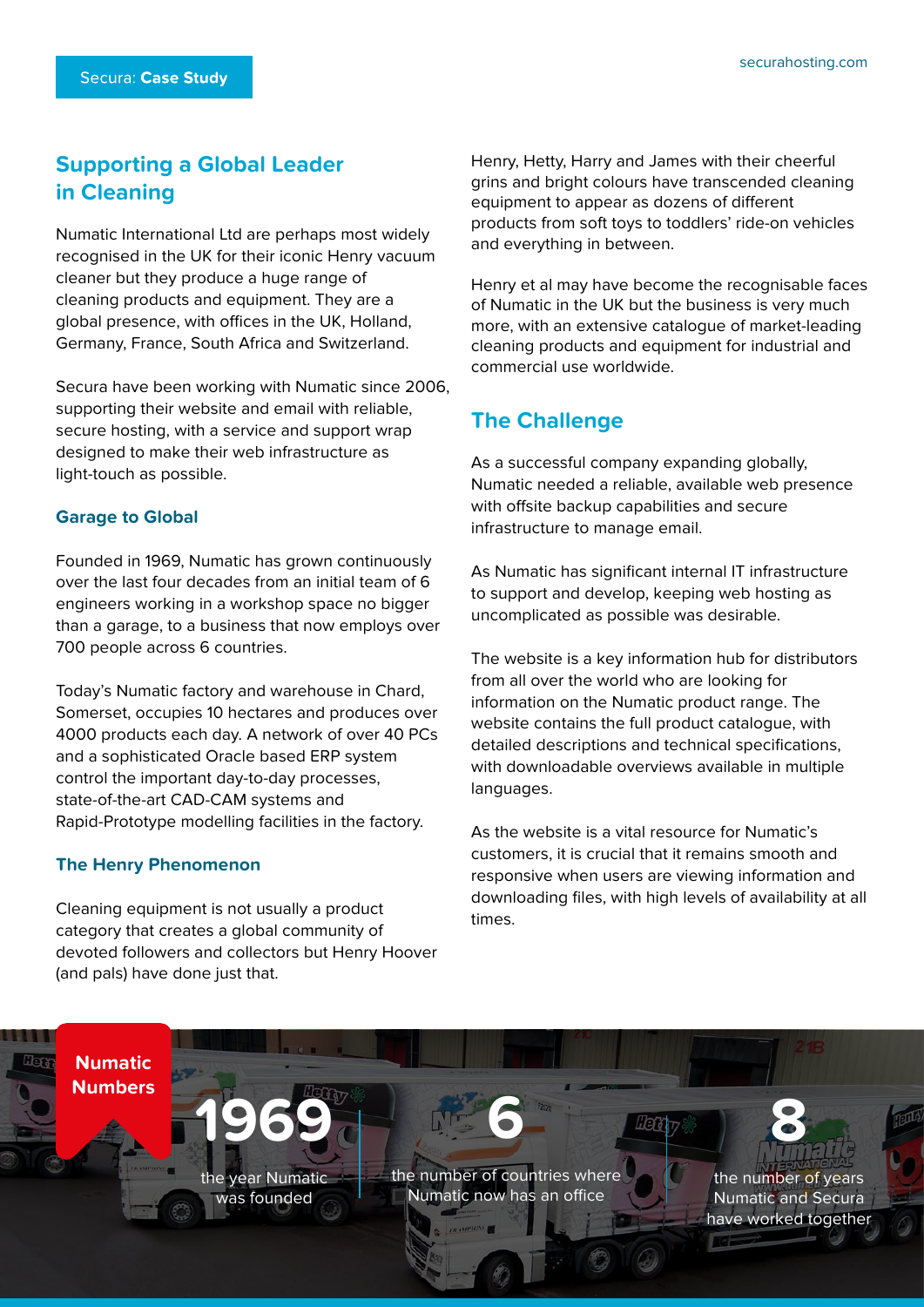## Supporting a Global Leader in Cleaning

Numatic International Ltd are perhaps most widely recognised in the UK for their iconic Henry vacuum cleaner but they produce a huge range of cleaning products and equipment. They are a global presence, with offices in the UK, Holland, Germany, France, South Africa and Switzerland.

Secura have been working with Numatic since 2006, supporting their website and email with reliable, secure hosting, with a service and support wrap designed to make their web infrastructure as light-touch as possible.

### Garage to Global

Founded in 1969, Numatic has grown continuously over the last four decades from an initial team of 6 engineers working in a workshop space no bigger than a garage, to a business that now employs over 700 people across 6 countries.

Today's Numatic factory and warehouse in Chard, Somerset, occupies 10 hectares and produces over 4000 products each day. A network of over 40 PCs and a sophisticated Oracle based ERP system control the important day-to-day processes, state-of-the-art CAD-CAM systems and Rapid-Prototype modelling facilities in the factory.

### The Henry Phenomenon

Cleaning equipment is not usually a product category that creates a global community of devoted followers and collectors but Henry Hoover (and pals) have done just that.

Henry, Hetty, Harry and James with their cheerful grins and bright colours have transcended cleaning equipment to appear as dozens of different products from soft toys to toddlers' ride-on vehicles and everything in between.

Henry et al may have become the recognisable faces of Numatic in the UK but the business is very much more, with an extensive catalogue of market-leading cleaning products and equipment for industrial and commercial use worldwide.

## The Challenge

As a successful company expanding globally, Numatic needed a reliable, available web presence with offsite backup capabilities and secure infrastructure to manage email.

As Numatic has significant internal IT infrastructure to support and develop, keeping web hosting as uncomplicated as possible was desirable.

The website is a key information hub for distributors from all over the world who are looking for information on the Numatic product range. The website contains the full product catalogue, with detailed descriptions and technical specifications, with downloadable overviews available in multiple languages.

As the website is a vital resource for Numatic's customers, it is crucial that it remains smooth and responsive when users are viewing information and downloading files, with high levels of availability at all times.

**Numatic Numbers**

**1969**
the year Numatic was founded

**6**
the number of countries where Numatic now has an office

**8**
the number of years Numatic and Secura have worked together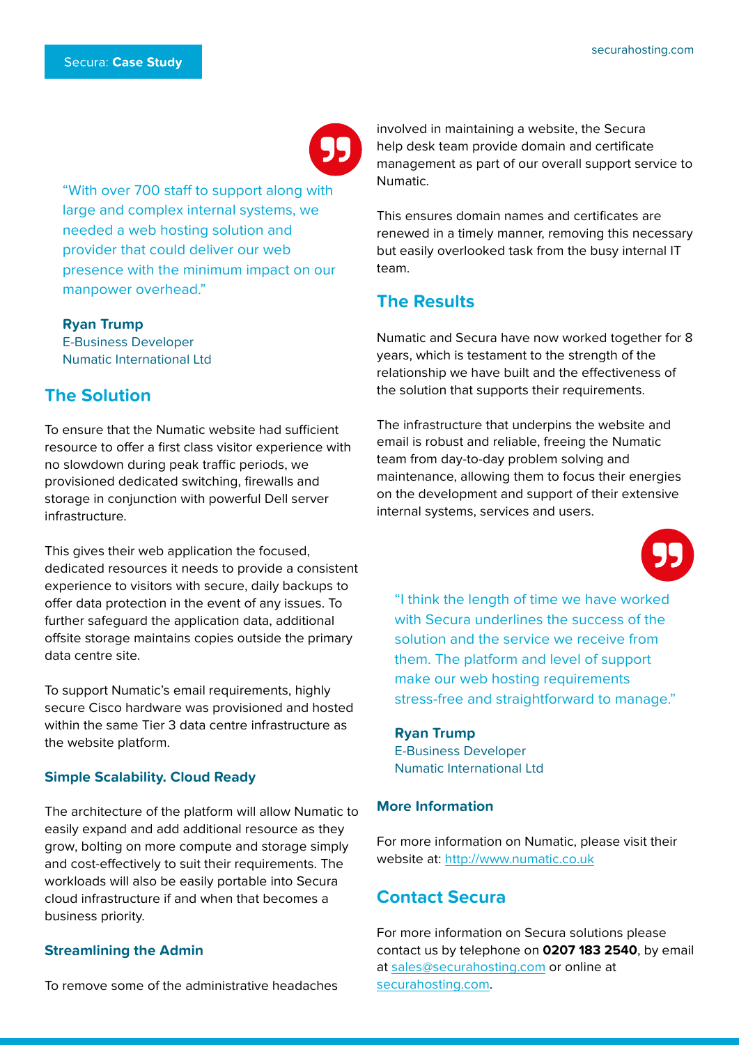> "With over 700 staff to support along with large and complex internal systems, we needed a web hosting solution and provider that could deliver our web presence with the minimum impact on our manpower overhead."

**Ryan Trump**
E-Business Developer
Numatic International Ltd

## The Solution

To ensure that the Numatic website had sufficient resource to offer a first class visitor experience with no slowdown during peak traffic periods, we provisioned dedicated switching, firewalls and storage in conjunction with powerful Dell server infrastructure.

This gives their web application the focused, dedicated resources it needs to provide a consistent experience to visitors with secure, daily backups to offer data protection in the event of any issues. To further safeguard the application data, additional offsite storage maintains copies outside the primary data centre site.

To support Numatic's email requirements, highly secure Cisco hardware was provisioned and hosted within the same Tier 3 data centre infrastructure as the website platform.

### Simple Scalability. Cloud Ready

The architecture of the platform will allow Numatic to easily expand and add additional resource as they grow, bolting on more compute and storage simply and cost-effectively to suit their requirements. The workloads will also be easily portable into Secura cloud infrastructure if and when that becomes a business priority.

### Streamlining the Admin

To remove some of the administrative headaches involved in maintaining a website, the Secura help desk team provide domain and certificate management as part of our overall support service to Numatic.

This ensures domain names and certificates are renewed in a timely manner, removing this necessary but easily overlooked task from the busy internal IT team.

## The Results

Numatic and Secura have now worked together for 8 years, which is testament to the strength of the relationship we have built and the effectiveness of the solution that supports their requirements.

The infrastructure that underpins the website and email is robust and reliable, freeing the Numatic team from day-to-day problem solving and maintenance, allowing them to focus their energies on the development and support of their extensive internal systems, services and users.

> "I think the length of time we have worked with Secura underlines the success of the solution and the service we receive from them. The platform and level of support make our web hosting requirements stress-free and straightforward to manage."

**Ryan Trump**
E-Business Developer
Numatic International Ltd

### More Information

For more information on Numatic, please visit their website at: http://www.numatic.co.uk

## Contact Secura

For more information on Secura solutions please contact us by telephone on **0207 183 2540**, by email at sales@securahosting.com or online at securahosting.com.